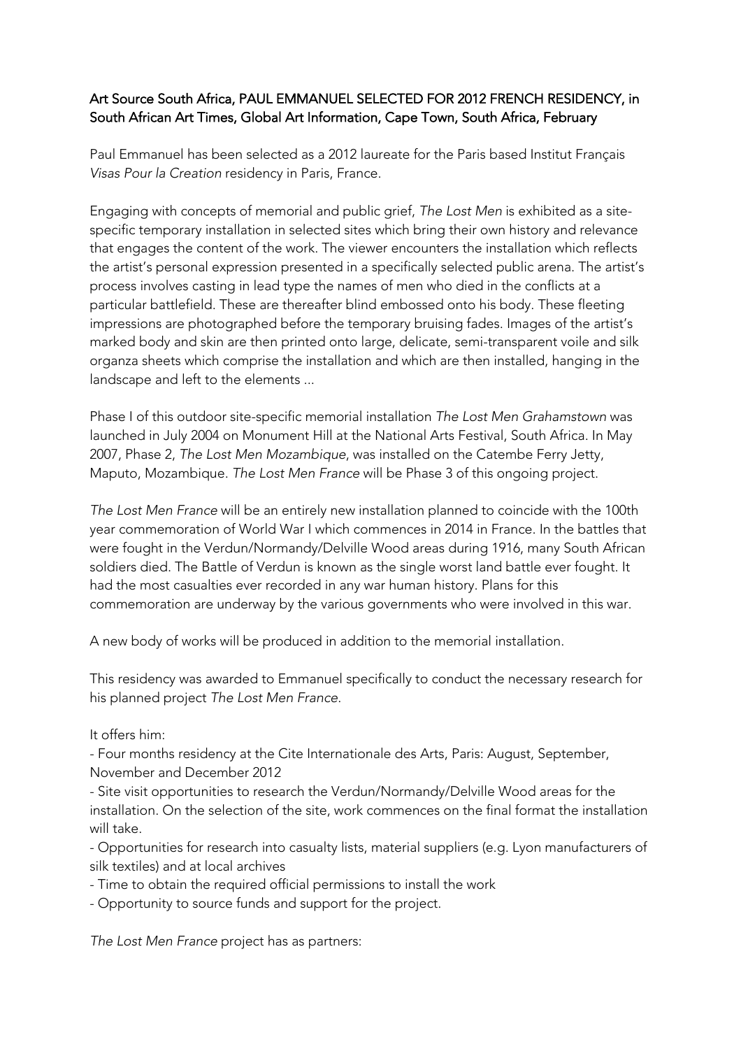**Art Source South Africa, PAUL EMMANUEL SELECTED FOR 2012 FRENCH RESIDENCY, in South African Art Times, Global Art Information, Cape Town, South Africa, February**

Paul Emmanuel has been selected as a 2012 laureate for the Paris based Institut Français *Visas Pour la Creation* residency in Paris, France.

Engaging with concepts of memorial and public grief, *The Lost Men* is exhibited as a site-specific temporary installation in selected sites which bring their own history and relevance that engages the content of the work. The viewer encounters the installation which reflects the artist's personal expression presented in a specifically selected public arena. The artist's process involves casting in lead type the names of men who died in the conflicts at a particular battlefield. These are thereafter blind embossed onto his body. These fleeting impressions are photographed before the temporary bruising fades. Images of the artist's marked body and skin are then printed onto large, delicate, semi-transparent voile and silk organza sheets which comprise the installation and which are then installed, hanging in the landscape and left to the elements ...

Phase I of this outdoor site-specific memorial installation *The Lost Men Grahamstown* was launched in July 2004 on Monument Hill at the National Arts Festival, South Africa. In May 2007, Phase 2, *The Lost Men Mozambique*, was installed on the Catembe Ferry Jetty, Maputo, Mozambique. *The Lost Men France* will be Phase 3 of this ongoing project.

*The Lost Men France* will be an entirely new installation planned to coincide with the 100th year commemoration of World War I which commences in 2014 in France. In the battles that were fought in the Verdun/Normandy/Delville Wood areas during 1916, many South African soldiers died. The Battle of Verdun is known as the single worst land battle ever fought. It had the most casualties ever recorded in any war human history. Plans for this commemoration are underway by the various governments who were involved in this war.

A new body of works will be produced in addition to the memorial installation.

This residency was awarded to Emmanuel specifically to conduct the necessary research for his planned project *The Lost Men France*.

It offers him:

- Four months residency at the Cite Internationale des Arts, Paris: August, September, November and December 2012
- Site visit opportunities to research the Verdun/Normandy/Delville Wood areas for the installation. On the selection of the site, work commences on the final format the installation will take.
- Opportunities for research into casualty lists, material suppliers (e.g. Lyon manufacturers of silk textiles) and at local archives
- Time to obtain the required official permissions to install the work
- Opportunity to source funds and support for the project.

*The Lost Men France* project has as partners: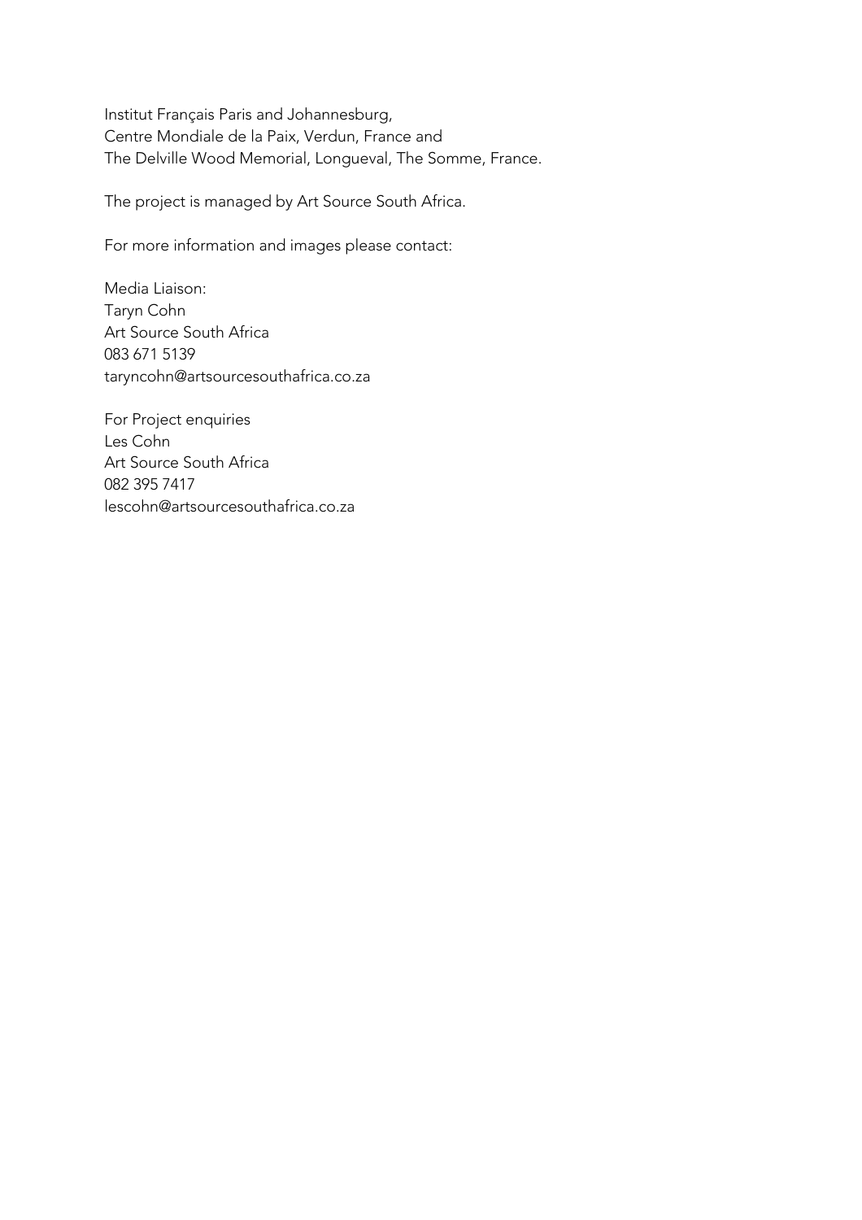Institut Français Paris and Johannesburg,
Centre Mondiale de la Paix, Verdun, France and
The Delville Wood Memorial, Longueval, The Somme, France.

The project is managed by Art Source South Africa.

For more information and images please contact:

Media Liaison:
Taryn Cohn
Art Source South Africa
083 671 5139
taryncohn@artsourcesouthafrica.co.za

For Project enquiries
Les Cohn
Art Source South Africa
082 395 7417
lescohn@artsourcesouthafrica.co.za